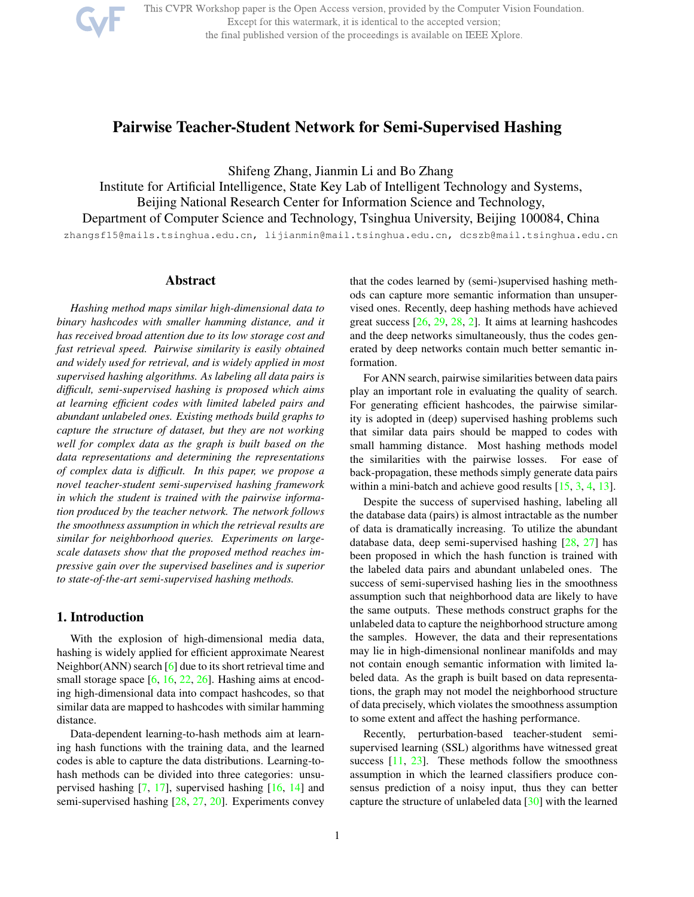# Pairwise Teacher-Student Network for Semi-Supervised Hashing

Shifeng Zhang, Jianmin Li and Bo Zhang

Institute for Artificial Intelligence, State Key Lab of Intelligent Technology and Systems,
Beijing National Research Center for Information Science and Technology,
Department of Computer Science and Technology, Tsinghua University, Beijing 100084, China

zhangsf15@mails.tsinghua.edu.cn, lijianmin@mail.tsinghua.edu.cn, dcszb@mail.tsinghua.edu.cn

## Abstract

*Hashing method maps similar high-dimensional data to binary hashcodes with smaller hamming distance, and it has received broad attention due to its low storage cost and fast retrieval speed. Pairwise similarity is easily obtained and widely used for retrieval, and is widely applied in most supervised hashing algorithms. As labeling all data pairs is difficult, semi-supervised hashing is proposed which aims at learning efficient codes with limited labeled pairs and abundant unlabeled ones. Existing methods build graphs to capture the structure of dataset, but they are not working well for complex data as the graph is built based on the data representations and determining the representations of complex data is difficult. In this paper, we propose a novel teacher-student semi-supervised hashing framework in which the student is trained with the pairwise information produced by the teacher network. The network follows the smoothness assumption in which the retrieval results are similar for neighborhood queries. Experiments on large-scale datasets show that the proposed method reaches impressive gain over the supervised baselines and is superior to state-of-the-art semi-supervised hashing methods.*

## 1. Introduction

With the explosion of high-dimensional media data, hashing is widely applied for efficient approximate Nearest Neighbor(ANN) search [6] due to its short retrieval time and small storage space [6, 16, 22, 26]. Hashing aims at encoding high-dimensional data into compact hashcodes, so that similar data are mapped to hashcodes with similar hamming distance.

Data-dependent learning-to-hash methods aim at learning hash functions with the training data, and the learned codes is able to capture the data distributions. Learning-to-hash methods can be divided into three categories: unsupervised hashing [7, 17], supervised hashing [16, 14] and semi-supervised hashing [28, 27, 20]. Experiments convey that the codes learned by (semi-)supervised hashing methods can capture more semantic information than unsupervised ones. Recently, deep hashing methods have achieved great success [26, 29, 28, 2]. It aims at learning hashcodes and the deep networks simultaneously, thus the codes generated by deep networks contain much better semantic information.

For ANN search, pairwise similarities between data pairs play an important role in evaluating the quality of search. For generating efficient hashcodes, the pairwise similarity is adopted in (deep) supervised hashing problems such that similar data pairs should be mapped to codes with small hamming distance. Most hashing methods model the similarities with the pairwise losses. For ease of back-propagation, these methods simply generate data pairs within a mini-batch and achieve good results [15, 3, 4, 13].

Despite the success of supervised hashing, labeling all the database data (pairs) is almost intractable as the number of data is dramatically increasing. To utilize the abundant database data, deep semi-supervised hashing [28, 27] has been proposed in which the hash function is trained with the labeled data pairs and abundant unlabeled ones. The success of semi-supervised hashing lies in the smoothness assumption such that neighborhood data are likely to have the same outputs. These methods construct graphs for the unlabeled data to capture the neighborhood structure among the samples. However, the data and their representations may lie in high-dimensional nonlinear manifolds and may not contain enough semantic information with limited labeled data. As the graph is built based on data representations, the graph may not model the neighborhood structure of data precisely, which violates the smoothness assumption to some extent and affect the hashing performance.

Recently, perturbation-based teacher-student semi-supervised learning (SSL) algorithms have witnessed great success [11, 23]. These methods follow the smoothness assumption in which the learned classifiers produce consensus prediction of a noisy input, thus they can better capture the structure of unlabeled data [30] with the learned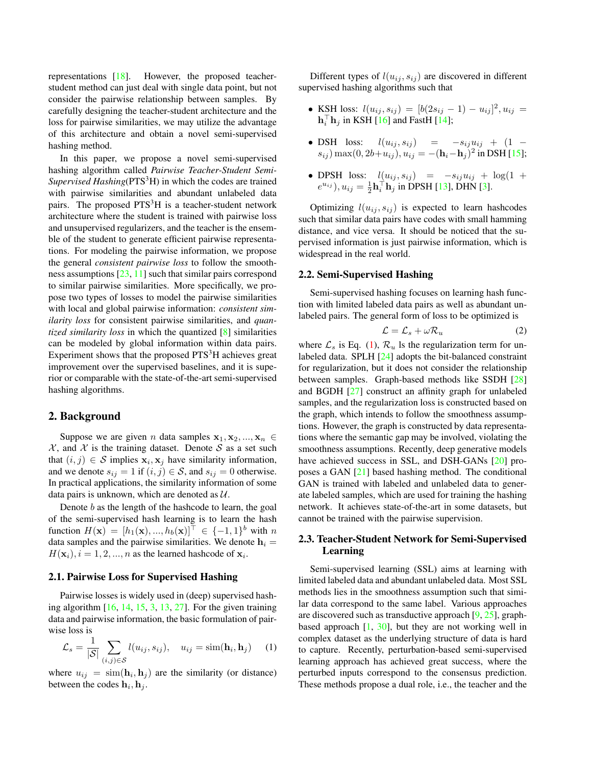representations [18]. However, the proposed teacher-student method can just deal with single data point, but not consider the pairwise relationship between samples. By carefully designing the teacher-student architecture and the loss for pairwise similarities, we may utilize the advantage of this architecture and obtain a novel semi-supervised hashing method.

In this paper, we propose a novel semi-supervised hashing algorithm called *Pairwise Teacher-Student Semi-Supervised Hashing*(PTS$^3$H) in which the codes are trained with pairwise similarities and abundant unlabeled data pairs. The proposed PTS$^3$H is a teacher-student network architecture where the student is trained with pairwise loss and unsupervised regularizers, and the teacher is the ensemble of the student to generate efficient pairwise representations. For modeling the pairwise information, we propose the general *consistent pairwise loss* to follow the smoothness assumptions [23, 11] such that similar pairs correspond to similar pairwise similarities. More specifically, we propose two types of losses to model the pairwise similarities with local and global pairwise information: *consistent similarity loss* for consistent pairwise similarities, and *quantized similarity loss* in which the quantized [8] similarities can be modeled by global information within data pairs. Experiment shows that the proposed PTS$^3$H achieves great improvement over the supervised baselines, and it is superior or comparable with the state-of-the-art semi-supervised hashing algorithms.

## 2. Background

Suppose we are given $n$ data samples $\mathbf{x}_1, \mathbf{x}_2, ..., \mathbf{x}_n \in \mathcal{X}$, and $\mathcal{X}$ is the training dataset. Denote $\mathcal{S}$ as a set such that $(i, j) \in \mathcal{S}$ implies $\mathbf{x}_i, \mathbf{x}_j$ have similarity information, and we denote $s_{ij} = 1$ if $(i, j) \in \mathcal{S}$, and $s_{ij} = 0$ otherwise. In practical applications, the similarity information of some data pairs is unknown, which are denoted as $\mathcal{U}$.

Denote $b$ as the length of the hashcode to learn, the goal of the semi-supervised hash learning is to learn the hash function $H(\mathbf{x}) = [h_1(\mathbf{x}), ..., h_b(\mathbf{x})]^\top \in \{-1, 1\}^b$ with $n$ data samples and the pairwise similarities. We denote $\mathbf{h}_i = H(\mathbf{x}_i), i = 1, 2, ..., n$ as the learned hashcode of $\mathbf{x}_i$.

### 2.1. Pairwise Loss for Supervised Hashing

Pairwise losses is widely used in (deep) supervised hashing algorithm [16, 14, 15, 3, 13, 27]. For the given training data and pairwise information, the basic formulation of pairwise loss is

$$\mathcal{L}_s = \frac{1}{|\mathcal{S}|} \sum_{(i,j)\in\mathcal{S}} l(u_{ij}, s_{ij}), \quad u_{ij} = \mathrm{sim}(\mathbf{h}_i, \mathbf{h}_j) \tag{1}$$

where $u_{ij} = \mathrm{sim}(\mathbf{h}_i, \mathbf{h}_j)$ are the similarity (or distance) between the codes $\mathbf{h}_i, \mathbf{h}_j$.

Different types of $l(u_{ij}, s_{ij})$ are discovered in different supervised hashing algorithms such that

- KSH loss: $l(u_{ij}, s_{ij}) = [b(2s_{ij} - 1) - u_{ij}]^2, u_{ij} = \mathbf{h}_i^\top \mathbf{h}_j$ in KSH [16] and FastH [14];
- DSH loss: $l(u_{ij}, s_{ij}) = -s_{ij}u_{ij} + (1 - s_{ij}) \max(0, 2b + u_{ij}), u_{ij} = -(\mathbf{h}_i - \mathbf{h}_j)^2$ in DSH [15];
- DPSH loss: $l(u_{ij}, s_{ij}) = -s_{ij}u_{ij} + \log(1 + e^{u_{ij}}), u_{ij} = \frac{1}{2}\mathbf{h}_i^\top \mathbf{h}_j$ in DPSH [13], DHN [3].

Optimizing $l(u_{ij}, s_{ij})$ is expected to learn hashcodes such that similar data pairs have codes with small hamming distance, and vice versa. It should be noticed that the supervised information is just pairwise information, which is widespread in the real world.

### 2.2. Semi-Supervised Hashing

Semi-supervised hashing focuses on learning hash function with limited labeled data pairs as well as abundant unlabeled pairs. The general form of loss to be optimized is

$$\mathcal{L} = \mathcal{L}_s + \omega \mathcal{R}_u \tag{2}$$

where $\mathcal{L}_s$ is Eq. (1), $\mathcal{R}_u$ ls the regularization term for unlabeled data. SPLH [24] adopts the bit-balanced constraint for regularization, but it does not consider the relationship between samples. Graph-based methods like SSDH [28] and BGDH [27] construct an affinity graph for unlabeled samples, and the regularization loss is constructed based on the graph, which intends to follow the smoothness assumptions. However, the graph is constructed by data representations where the semantic gap may be involved, violating the smoothness assumptions. Recently, deep generative models have achieved success in SSL, and DSH-GANs [20] proposes a GAN [21] based hashing method. The conditional GAN is trained with labeled and unlabeled data to generate labeled samples, which are used for training the hashing network. It achieves state-of-the-art in some datasets, but cannot be trained with the pairwise supervision.

### 2.3. Teacher-Student Network for Semi-Supervised Learning

Semi-supervised learning (SSL) aims at learning with limited labeled data and abundant unlabeled data. Most SSL methods lies in the smoothness assumption such that similar data correspond to the same label. Various approaches are discovered such as transductive approach [9, 25], graph-based approach [1, 30], but they are not working well in complex dataset as the underlying structure of data is hard to capture. Recently, perturbation-based semi-supervised learning approach has achieved great success, where the perturbed inputs correspond to the consensus prediction. These methods propose a dual role, i.e., the teacher and the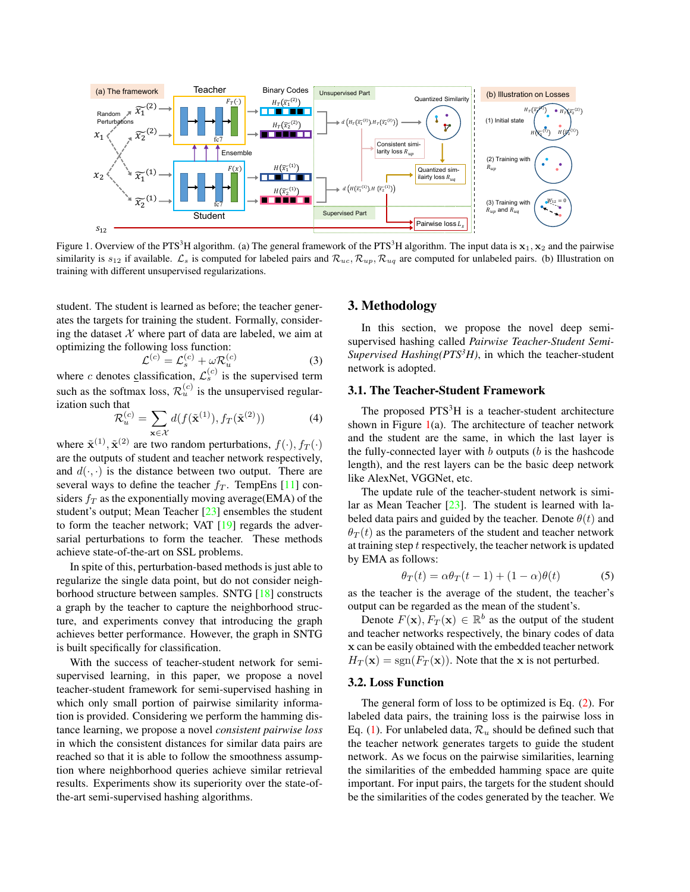Figure 1. Overview of the PTS[3]H algorithm. (a) The general framework of the PTS[3]H algorithm. The input data is $\mathbf{x}_1, \mathbf{x}_2$ and the pairwise similarity is $s_{12}$ if available. $\mathcal{L}_s$ is computed for labeled pairs and $\mathcal{R}_{uc}, \mathcal{R}_{up}, \mathcal{R}_{uq}$ are computed for unlabeled pairs. (b) Illustration on training with different unsupervised regularizations.

student. The student is learned as before; the teacher generates the targets for training the student. Formally, considering the dataset $\mathcal{X}$ where part of data are labeled, we aim at optimizing the following loss function:

$$\mathcal{L}^{(c)} = \mathcal{L}_s^{(c)} + \omega \mathcal{R}_u^{(c)} \tag{3}$$

where $c$ denotes classification, $\mathcal{L}_s^{(c)}$ is the supervised term such as the softmax loss, $\mathcal{R}_u^{(c)}$ is the unsupervised regularization such that

$$\mathcal{R}_u^{(c)} = \sum_{\mathbf{x} \in \mathcal{X}} d(f(\tilde{\mathbf{x}}^{(1)}), f_T(\tilde{\mathbf{x}}^{(2)})) \tag{4}$$

where $\tilde{\mathbf{x}}^{(1)}, \tilde{\mathbf{x}}^{(2)}$ are two random perturbations, $f(\cdot), f_T(\cdot)$ are the outputs of student and teacher network respectively, and $d(\cdot, \cdot)$ is the distance between two output. There are several ways to define the teacher $f_T$. TempEns [11] considers $f_T$ as the exponentially moving average(EMA) of the student's output; Mean Teacher [23] ensembles the student to form the teacher network; VAT [19] regards the adversarial perturbations to form the teacher. These methods achieve state-of-the-art on SSL problems.

In spite of this, perturbation-based methods is just able to regularize the single data point, but do not consider neighborhood structure between samples. SNTG [18] constructs a graph by the teacher to capture the neighborhood structure, and experiments convey that introducing the graph achieves better performance. However, the graph in SNTG is built specifically for classification.

With the success of teacher-student network for semi-supervised learning, in this paper, we propose a novel teacher-student framework for semi-supervised hashing in which only small portion of pairwise similarity information is provided. Considering we perform the hamming distance learning, we propose a novel *consistent pairwise loss* in which the consistent distances for similar data pairs are reached so that it is able to follow the smoothness assumption where neighborhood queries achieve similar retrieval results. Experiments show its superiority over the state-of-the-art semi-supervised hashing algorithms.

# 3. Methodology

In this section, we propose the novel deep semi-supervised hashing called *Pairwise Teacher-Student Semi-Supervised Hashing(PTS*[3]*H)*, in which the teacher-student network is adopted.

## 3.1. The Teacher-Student Framework

The proposed PTS[3]H is a teacher-student architecture shown in Figure 1(a). The architecture of teacher network and the student are the same, in which the last layer is the fully-connected layer with $b$ outputs ($b$ is the hashcode length), and the rest layers can be the basic deep network like AlexNet, VGGNet, etc.

The update rule of the teacher-student network is similar as Mean Teacher [23]. The student is learned with labeled data pairs and guided by the teacher. Denote $\theta(t)$ and $\theta_T(t)$ as the parameters of the student and teacher network at training step $t$ respectively, the teacher network is updated by EMA as follows:

$$\theta_T(t) = \alpha \theta_T(t-1) + (1-\alpha)\theta(t) \tag{5}$$

as the teacher is the average of the student, the teacher's output can be regarded as the mean of the student's.

Denote $F(\mathbf{x}), F_T(\mathbf{x}) \in \mathbb{R}^b$ as the output of the student and teacher network respectively, the binary codes of data $\mathbf{x}$ can be easily obtained with the embedded teacher network $H_T(\mathbf{x}) = \mathrm{sgn}(F_T(\mathbf{x}))$. Note that the $\mathbf{x}$ is not perturbed.

## 3.2. Loss Function

The general form of loss to be optimized is Eq. (2). For labeled data pairs, the training loss is the pairwise loss in Eq. (1). For unlabeled data, $\mathcal{R}_u$ should be defined such that the teacher network generates targets to guide the student network. As we focus on the pairwise similarities, learning the similarities of the embedded hamming space are quite important. For input pairs, the targets for the student should be the similarities of the codes generated by the teacher. We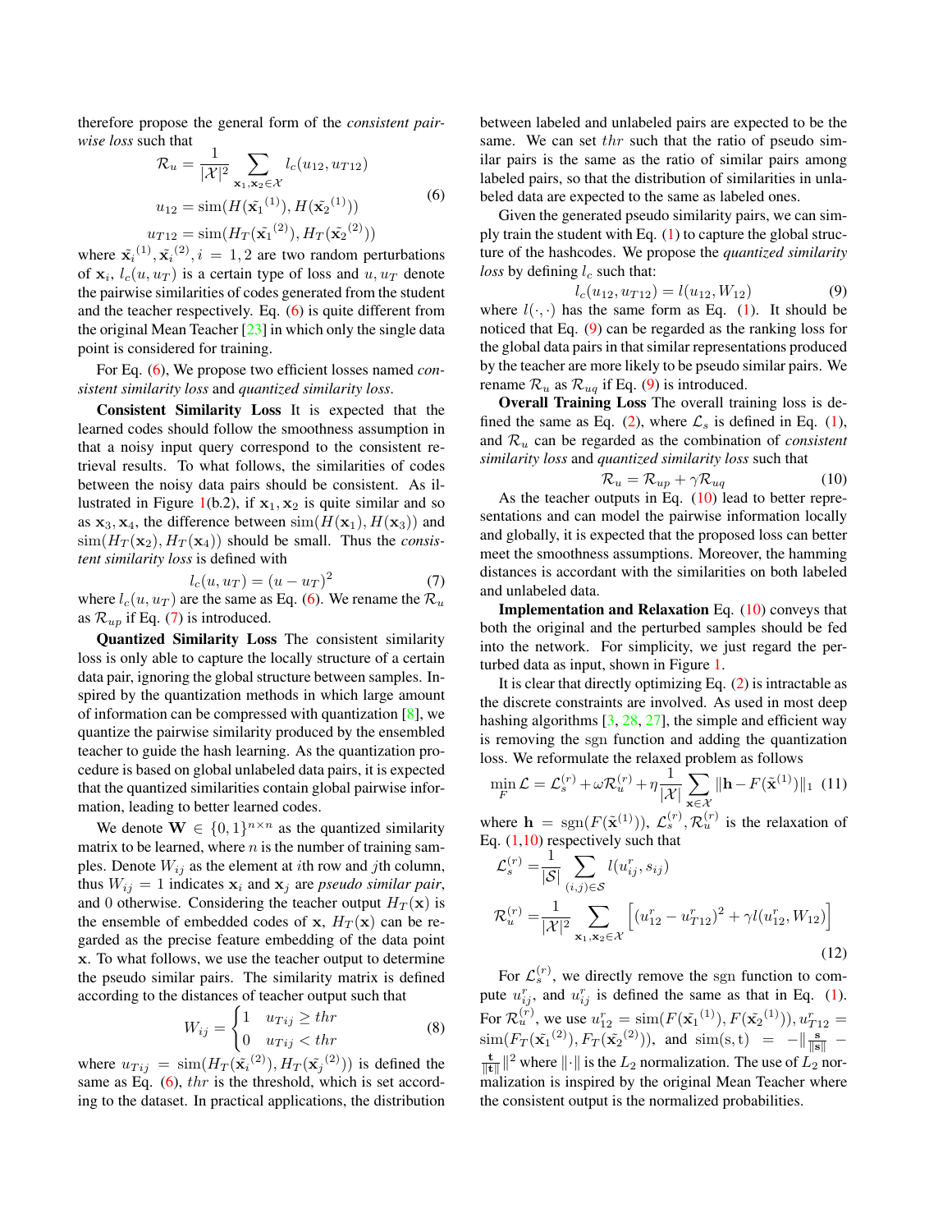therefore propose the general form of the *consistent pairwise loss* such that

$$
\begin{aligned}
\mathcal{R}_u &= \frac{1}{|\mathcal{X}|^2} \sum_{\mathbf{x}_1, \mathbf{x}_2 \in \mathcal{X}} l_c(u_{12}, u_{T12}) \\
u_{12} &= \mathrm{sim}(H(\tilde{\mathbf{x}_1}^{(1)}), H(\tilde{\mathbf{x}_2}^{(1)})) \\
u_{T12} &= \mathrm{sim}(H_T(\tilde{\mathbf{x}_1}^{(2)}), H_T(\tilde{\mathbf{x}_2}^{(2)}))
\end{aligned}
\tag{6}
$$

where $\tilde{\mathbf{x}}_i^{(1)}, \tilde{\mathbf{x}}_i^{(2)}, i = 1, 2$ are two random perturbations of $\mathbf{x}_i$, $l_c(u, u_T)$ is a certain type of loss and $u, u_T$ denote the pairwise similarities of codes generated from the student and the teacher respectively. Eq. (6) is quite different from the original Mean Teacher [23] in which only the single data point is considered for training.

For Eq. (6), We propose two efficient losses named *consistent similarity loss* and *quantized similarity loss*.

**Consistent Similarity Loss** It is expected that the learned codes should follow the smoothness assumption in that a noisy input query correspond to the consistent retrieval results. To what follows, the similarities of codes between the noisy data pairs should be consistent. As illustrated in Figure 1(b.2), if $\mathbf{x}_1, \mathbf{x}_2$ is quite similar and so as $\mathbf{x}_3, \mathbf{x}_4$, the difference between $\mathrm{sim}(H(\mathbf{x}_1), H(\mathbf{x}_3))$ and $\mathrm{sim}(H_T(\mathbf{x}_2), H_T(\mathbf{x}_4))$ should be small. Thus the *consistent similarity loss* is defined with

$$
l_c(u, u_T) = (u - u_T)^2 \tag{7}
$$

where $l_c(u, u_T)$ are the same as Eq. (6). We rename the $\mathcal{R}_u$ as $\mathcal{R}_{up}$ if Eq. (7) is introduced.

**Quantized Similarity Loss** The consistent similarity loss is only able to capture the locally structure of a certain data pair, ignoring the global structure between samples. Inspired by the quantization methods in which large amount of information can be compressed with quantization [8], we quantize the pairwise similarity produced by the ensembled teacher to guide the hash learning. As the quantization procedure is based on global unlabeled data pairs, it is expected that the quantized similarities contain global pairwise information, leading to better learned codes.

We denote $\mathbf{W} \in \{0, 1\}^{n \times n}$ as the quantized similarity matrix to be learned, where $n$ is the number of training samples. Denote $W_{ij}$ as the element at $i$th row and $j$th column, thus $W_{ij} = 1$ indicates $\mathbf{x}_i$ and $\mathbf{x}_j$ are *pseudo similar pair*, and 0 otherwise. Considering the teacher output $H_T(\mathbf{x})$ is the ensemble of embedded codes of $\mathbf{x}$, $H_T(\mathbf{x})$ can be regarded as the precise feature embedding of the data point $\mathbf{x}$. To what follows, we use the teacher output to determine the pseudo similar pairs. The similarity matrix is defined according to the distances of teacher output such that

$$
W_{ij} = \begin{cases} 1 & u_{Tij} \geq thr \\ 0 & u_{Tij} < thr \end{cases} \tag{8}
$$

where $u_{Tij} = \mathrm{sim}(H_T(\tilde{\mathbf{x}}_i^{(2)}), H_T(\tilde{\mathbf{x}}_j^{(2)}))$ is defined the same as Eq. (6), $thr$ is the threshold, which is set according to the dataset. In practical applications, the distribution between labeled and unlabeled pairs are expected to be the same. We can set $thr$ such that the ratio of pseudo similar pairs is the same as the ratio of similar pairs among labeled pairs, so that the distribution of similarities in unlabeled data are expected to the same as labeled ones.

Given the generated pseudo similarity pairs, we can simply train the student with Eq. (1) to capture the global structure of the hashcodes. We propose the *quantized similarity loss* by defining $l_c$ such that:

$$
l_c(u_{12}, u_{T12}) = l(u_{12}, W_{12}) \tag{9}
$$

where $l(\cdot, \cdot)$ has the same form as Eq. (1). It should be noticed that Eq. (9) can be regarded as the ranking loss for the global data pairs in that similar representations produced by the teacher are more likely to be pseudo similar pairs. We rename $\mathcal{R}_u$ as $\mathcal{R}_{uq}$ if Eq. (9) is introduced.

**Overall Training Loss** The overall training loss is defined the same as Eq. (2), where $\mathcal{L}_s$ is defined in Eq. (1), and $\mathcal{R}_u$ can be regarded as the combination of *consistent similarity loss* and *quantized similarity loss* such that

$$
\mathcal{R}_u = \mathcal{R}_{up} + \gamma \mathcal{R}_{uq} \tag{10}
$$

As the teacher outputs in Eq. (10) lead to better representations and can model the pairwise information locally and globally, it is expected that the proposed loss can better meet the smoothness assumptions. Moreover, the hamming distances is accordant with the similarities on both labeled and unlabeled data.

**Implementation and Relaxation** Eq. (10) conveys that both the original and the perturbed samples should be fed into the network. For simplicity, we just regard the perturbed data as input, shown in Figure 1.

It is clear that directly optimizing Eq. (2) is intractable as the discrete constraints are involved. As used in most deep hashing algorithms [3, 28, 27], the simple and efficient way is removing the sgn function and adding the quantization loss. We reformulate the relaxed problem as follows

$$
\min_F \mathcal{L} = \mathcal{L}_s^{(r)} + \omega \mathcal{R}_u^{(r)} + \eta \frac{1}{|\mathcal{X}|} \sum_{\mathbf{x} \in \mathcal{X}} \|\mathbf{h} - F(\tilde{\mathbf{x}}^{(1)})\|_1 \tag{11}
$$

where $\mathbf{h} = \mathrm{sgn}(F(\tilde{\mathbf{x}}^{(1)}))$, $\mathcal{L}_s^{(r)}, \mathcal{R}_u^{(r)}$ is the relaxation of Eq. (1,10) respectively such that

$$
\begin{aligned}
\mathcal{L}_s^{(r)} &= \frac{1}{|\mathcal{S}|} \sum_{(i,j) \in \mathcal{S}} l(u_{ij}^r, s_{ij}) \\
\mathcal{R}_u^{(r)} &= \frac{1}{|\mathcal{X}|^2} \sum_{\mathbf{x}_1, \mathbf{x}_2 \in \mathcal{X}} \left[ (u_{12}^r - u_{T12}^r)^2 + \gamma l(u_{12}^r, W_{12}) \right]
\end{aligned}
\tag{12}
$$

For $\mathcal{L}_s^{(r)}$, we directly remove the sgn function to compute $u_{ij}^r$, and $u_{ij}^r$ is defined the same as that in Eq. (1). For $\mathcal{R}_u^{(r)}$, we use $u_{12}^r = \mathrm{sim}(F(\tilde{\mathbf{x}_1}^{(1)}), F(\tilde{\mathbf{x}_2}^{(1)})), u_{T12}^r = \mathrm{sim}(F_T(\tilde{\mathbf{x}_1}^{(2)}), F_T(\tilde{\mathbf{x}_2}^{(2)}))$, and $\mathrm{sim}(\mathrm{s}, \mathrm{t}) = -\|\frac{\mathbf{s}}{\|\mathbf{s}\|} - \frac{\mathbf{t}}{\|\mathbf{t}\|}\|^2$ where $\|\cdot\|$ is the $L_2$ normalization. The use of $L_2$ normalization is inspired by the original Mean Teacher where the consistent output is the normalized probabilities.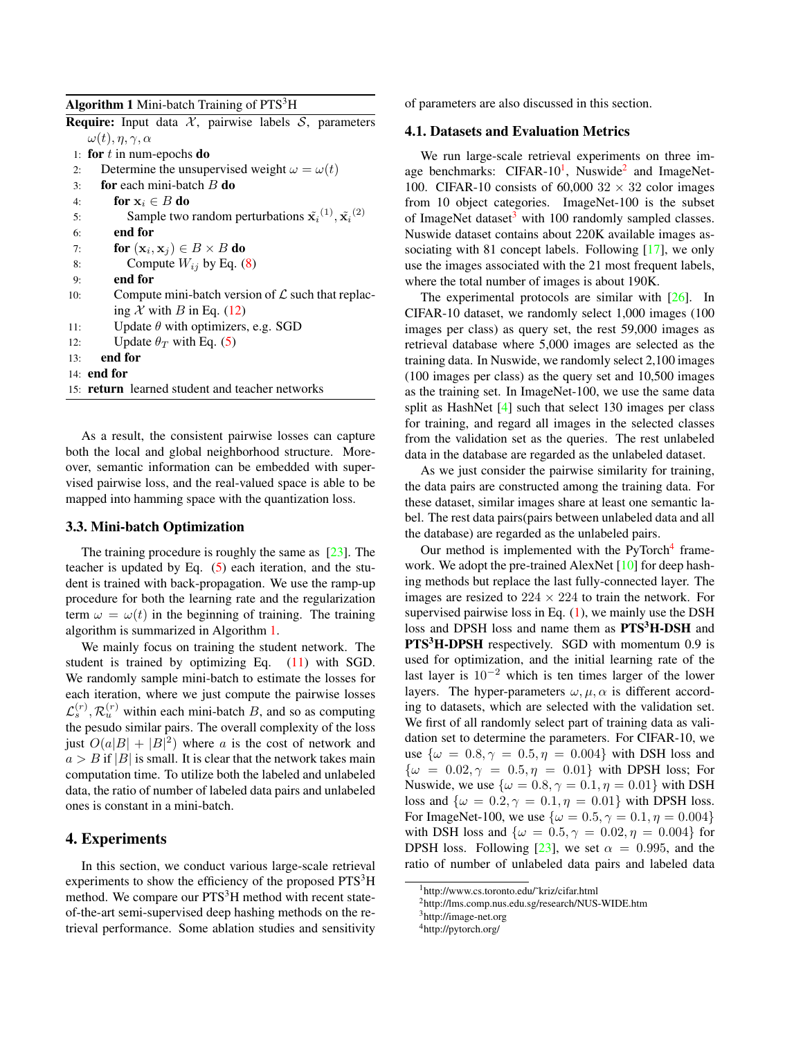**Algorithm 1** Mini-batch Training of PTS$^3$H

**Require:** Input data $\mathcal{X}$, pairwise labels $\mathcal{S}$, parameters $\omega(t), \eta, \gamma, \alpha$

1: **for** $t$ in num-epochs **do**
2: Determine the unsupervised weight $\omega = \omega(t)$
3: **for** each mini-batch $B$ **do**
4: **for** $\mathbf{x}_i \in B$ **do**
5: Sample two random perturbations $\tilde{\mathbf{x}_i}^{(1)}, \tilde{\mathbf{x}_i}^{(2)}$
6: **end for**
7: **for** $(\mathbf{x}_i, \mathbf{x}_j) \in B \times B$ **do**
8: Compute $W_{ij}$ by Eq. (8)
9: **end for**
10: Compute mini-batch version of $\mathcal{L}$ such that replacing $\mathcal{X}$ with $B$ in Eq. (12)
11: Update $\theta$ with optimizers, e.g. SGD
12: Update $\theta_T$ with Eq. (5)
13: **end for**
14: **end for**
15: **return** learned student and teacher networks

As a result, the consistent pairwise losses can capture both the local and global neighborhood structure. Moreover, semantic information can be embedded with supervised pairwise loss, and the real-valued space is able to be mapped into hamming space with the quantization loss.

### 3.3. Mini-batch Optimization

The training procedure is roughly the same as [23]. The teacher is updated by Eq. (5) each iteration, and the student is trained with back-propagation. We use the ramp-up procedure for both the learning rate and the regularization term $\omega = \omega(t)$ in the beginning of training. The training algorithm is summarized in Algorithm 1.

We mainly focus on training the student network. The student is trained by optimizing Eq. (11) with SGD. We randomly sample mini-batch to estimate the losses for each iteration, where we just compute the pairwise losses $\mathcal{L}_s^{(r)}, \mathcal{R}_u^{(r)}$ within each mini-batch $B$, and so as computing the pesudo similar pairs. The overall complexity of the loss just $O(a|B| + |B|^2)$ where $a$ is the cost of network and $a > B$ if $|B|$ is small. It is clear that the network takes main computation time. To utilize both the labeled and unlabeled data, the ratio of number of labeled data pairs and unlabeled ones is constant in a mini-batch.

## 4. Experiments

In this section, we conduct various large-scale retrieval experiments to show the efficiency of the proposed PTS$^3$H method. We compare our PTS$^3$H method with recent state-of-the-art semi-supervised deep hashing methods on the retrieval performance. Some ablation studies and sensitivity of parameters are also discussed in this section.

### 4.1. Datasets and Evaluation Metrics

We run large-scale retrieval experiments on three image benchmarks: CIFAR-10[1], Nuswide[2] and ImageNet-100. CIFAR-10 consists of 60,000 $32 \times 32$ color images from 10 object categories. ImageNet-100 is the subset of ImageNet dataset[3] with 100 randomly sampled classes. Nuswide dataset contains about 220K available images associating with 81 concept labels. Following [17], we only use the images associated with the 21 most frequent labels, where the total number of images is about 190K.

The experimental protocols are similar with [26]. In CIFAR-10 dataset, we randomly select 1,000 images (100 images per class) as query set, the rest 59,000 images as retrieval database where 5,000 images are selected as the training data. In Nuswide, we randomly select 2,100 images (100 images per class) as the query set and 10,500 images as the training set. In ImageNet-100, we use the same data split as HashNet [4] such that select 130 images per class for training, and regard all images in the selected classes from the validation set as the queries. The rest unlabeled data in the database are regarded as the unlabeled dataset.

As we just consider the pairwise similarity for training, the data pairs are constructed among the training data. For these dataset, similar images share at least one semantic label. The rest data pairs(pairs between unlabeled data and all the database) are regarded as the unlabeled pairs.

Our method is implemented with the PyTorch[4] framework. We adopt the pre-trained AlexNet [10] for deep hashing methods but replace the last fully-connected layer. The images are resized to $224 \times 224$ to train the network. For supervised pairwise loss in Eq. (1), we mainly use the DSH loss and DPSH loss and name them as **PTS$^3$H-DSH** and **PTS$^3$H-DPSH** respectively. SGD with momentum 0.9 is used for optimization, and the initial learning rate of the last layer is $10^{-2}$ which is ten times larger of the lower layers. The hyper-parameters $\omega, \mu, \alpha$ is different according to datasets, which are selected with the validation set. We first of all randomly select part of training data as validation set to determine the parameters. For CIFAR-10, we use $\{\omega = 0.8, \gamma = 0.5, \eta = 0.004\}$ with DSH loss and $\{\omega = 0.02, \gamma = 0.5, \eta = 0.01\}$ with DPSH loss; For Nuswide, we use $\{\omega = 0.8, \gamma = 0.1, \eta = 0.01\}$ with DSH loss and $\{\omega = 0.2, \gamma = 0.1, \eta = 0.01\}$ with DPSH loss. For ImageNet-100, we use $\{\omega = 0.5, \gamma = 0.1, \eta = 0.004\}$ with DSH loss and $\{\omega = 0.5, \gamma = 0.02, \eta = 0.004\}$ for DPSH loss. Following [23], we set $\alpha = 0.995$, and the ratio of number of unlabeled data pairs and labeled data

[1] http://www.cs.toronto.edu/~kriz/cifar.html
[2] http://lms.comp.nus.edu.sg/research/NUS-WIDE.htm
[3] http://image-net.org
[4] http://pytorch.org/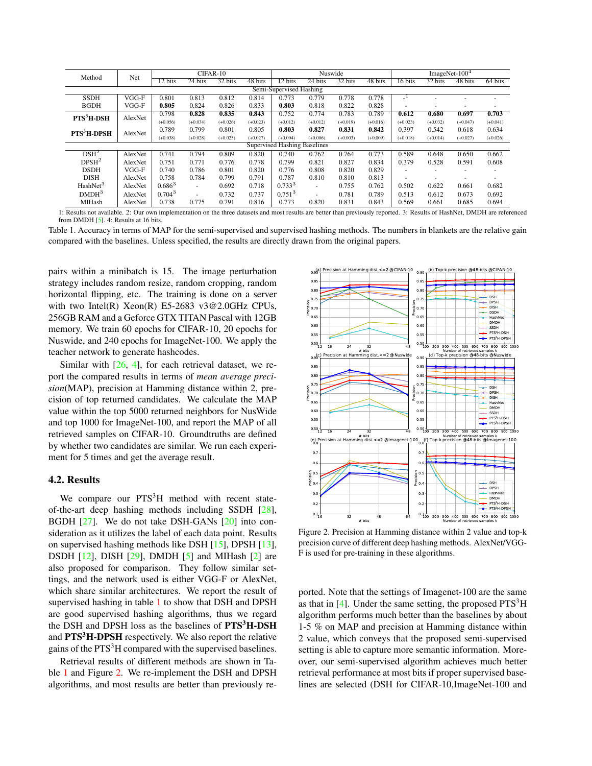| Method | Net | CIFAR-10 | | | | Nuswide | | | | ImageNet-100[4] | | | |
|---|---|---|---|---|---|---|---|---|---|---|---|---|---|
| | | 12 bits | 24 bits | 32 bits | 48 bits | 12 bits | 24 bits | 32 bits | 48 bits | 16 bits | 32 bits | 48 bits | 64 bits |
| Semi-Supervised Hashing | | | | | | | | | | | | | |
| SSDH | VGG-F | 0.801 | 0.813 | 0.812 | 0.814 | 0.773 | 0.779 | 0.778 | 0.778 | -[1] | - | - | - |
| BGDH | VGG-F | 0.805 | 0.824 | 0.826 | 0.833 | **0.803** | 0.818 | 0.822 | 0.828 | - | - | - | - |
| **PTS[3]H-DSH** | AlexNet | 0.798 (+0.056) | **0.828** (+0.034) | **0.835** (+0.026) | **0.843** (+0.023) | 0.752 (+0.012) | 0.774 (+0.012) | 0.783 (+0.019) | 0.789 (+0.016) | **0.612** (+0.023) | **0.680** (+0.032) | **0.697** (+0.047) | **0.703** (+0.041) |
| **PTS[3]H-DPSH** | AlexNet | 0.789 (+0.038) | 0.799 (+0.028) | 0.801 (+0.025) | 0.805 (+0.027) | **0.803** (+0.004) | **0.827** (+0.006) | **0.831** (+0.003) | **0.842** (+0.009) | 0.397 (+0.018) | 0.542 (+0.014) | 0.618 (+0.027) | 0.634 (+0.026) |
| Supervised Hashing Baselines | | | | | | | | | | | | | |
| DSH[2] | AlexNet | 0.741 | 0.794 | 0.809 | 0.820 | 0.740 | 0.762 | 0.764 | 0.773 | 0.589 | 0.648 | 0.650 | 0.662 |
| DPSH[2] | AlexNet | 0.751 | 0.771 | 0.776 | 0.778 | 0.799 | 0.821 | 0.827 | 0.834 | 0.379 | 0.528 | 0.591 | 0.608 |
| DSDH | VGG-F | 0.740 | 0.786 | 0.801 | 0.820 | 0.776 | 0.808 | 0.820 | 0.829 | - | - | - | - |
| DISH | AlexNet | 0.758 | 0.784 | 0.799 | 0.791 | 0.787 | 0.810 | 0.810 | 0.813 | - | - | - | - |
| HashNet[3] | AlexNet | 0.686[3] | - | 0.692 | 0.718 | 0.733[3] | - | 0.755 | 0.762 | 0.502 | 0.622 | 0.661 | 0.682 |
| DMDH[3] | AlexNet | 0.704[3] | - | 0.732 | 0.737 | 0.751[3] | - | 0.781 | 0.789 | 0.513 | 0.612 | 0.673 | 0.692 |
| MIHash | AlexNet | 0.738 | 0.775 | 0.791 | 0.816 | 0.773 | 0.820 | 0.831 | 0.843 | 0.569 | 0.661 | 0.685 | 0.694 |

1: Results not available. 2: Our own implementation on the three datasets and most results are better than previously reported. 3: Results of HashNet, DMDH are referenced from DMDH [5]. 4: Results at 16 bits.

Table 1. Accuracy in terms of MAP for the semi-supervised and supervised hashing methods. The numbers in blankets are the relative gain compared with the baselines. Unless specified, the results are directly drawn from the original papers.

pairs within a minibatch is 15. The image perturbation strategy includes random resize, random cropping, random horizontal flipping, etc. The training is done on a server with two Intel(R) Xeon(R) E5-2683 v3@2.0GHz CPUs, 256GB RAM and a Geforce GTX TITAN Pascal with 12GB memory. We train 60 epochs for CIFAR-10, 20 epochs for Nuswide, and 240 epochs for ImageNet-100. We apply the teacher network to generate hashcodes.

Similar with [26, 4], for each retrieval dataset, we report the compared results in terms of *mean average precision*(MAP), precision at Hamming distance within 2, precision of top returned candidates. We calculate the MAP value within the top 5000 returned neighbors for NusWide and top 1000 for ImageNet-100, and report the MAP of all retrieved samples on CIFAR-10. Groundtruths are defined by whether two candidates are similar. We run each experiment for 5 times and get the average result.

## 4.2. Results

We compare our PTS[3]H method with recent state-of-the-art deep hashing methods including SSDH [28], BGDH [27]. We do not take DSH-GANs [20] into consideration as it utilizes the label of each data point. Results on supervised hashing methods like DSH [15], DPSH [13], DSDH [12], DISH [29], DMDH [5] and MIHash [2] are also proposed for comparison. They follow similar settings, and the network used is either VGG-F or AlexNet, which share similar architectures. We report the result of supervised hashing in table 1 to show that DSH and DPSH are good supervised hashing algorithms, thus we regard the DSH and DPSH loss as the baselines of **PTS[3]H-DSH** and **PTS[3]H-DPSH** respectively. We also report the relative gains of the PTS[3]H compared with the supervised baselines.

Retrieval results of different methods are shown in Table 1 and Figure 2. We re-implement the DSH and DPSH algorithms, and most results are better than previously reported. Note that the settings of Imagenet-100 are the same as that in [4]. Under the same setting, the proposed PTS[3]H algorithm performs much better than the baselines by about 1-5 % on MAP and precision at Hamming distance within 2 value, which conveys that the proposed semi-supervised setting is able to capture more semantic information. Moreover, our semi-supervised algorithm achieves much better retrieval performance at most bits if proper supervised baselines are selected (DSH for CIFAR-10,ImageNet-100 and

Figure 2. Precision at Hamming distance within 2 value and top-k precision curve of different deep hashing methods. AlexNet/VGG-F is used for pre-training in these algorithms.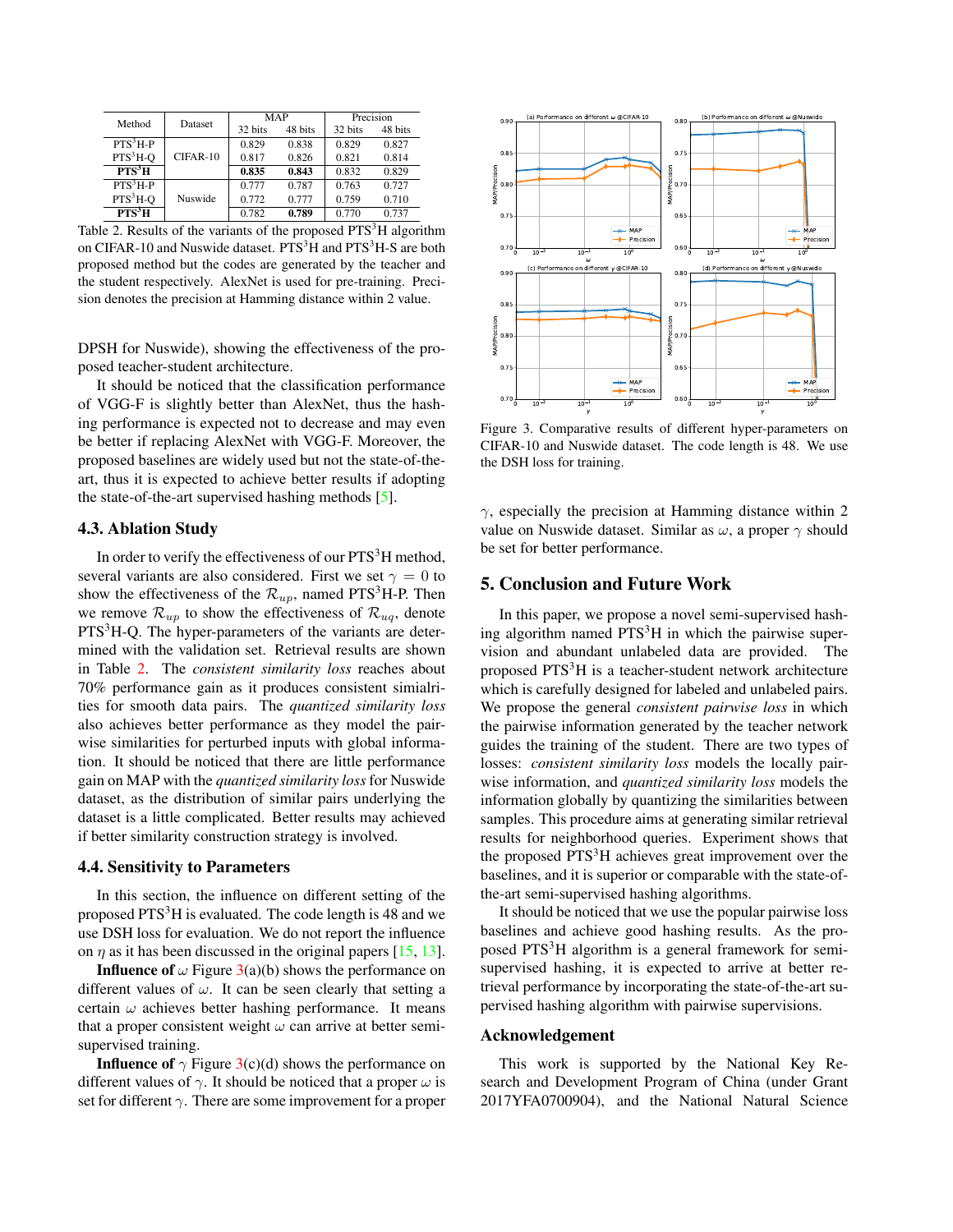| Method | Dataset | MAP | | Precision | |
|---|---|---|---|---|---|
| | | 32 bits | 48 bits | 32 bits | 48 bits |
| PTS$^3$H-P | CIFAR-10 | 0.829 | 0.838 | 0.829 | 0.827 |
| PTS$^3$H-Q | | 0.817 | 0.826 | 0.821 | 0.814 |
| **PTS$^3$H** | | **0.835** | **0.843** | 0.832 | 0.829 |
| PTS$^3$H-P | Nuswide | 0.777 | 0.787 | 0.763 | 0.727 |
| PTS$^3$H-Q | | 0.772 | 0.777 | 0.759 | 0.710 |
| **PTS$^3$H** | | 0.782 | **0.789** | 0.770 | 0.737 |

Table 2. Results of the variants of the proposed PTS$^3$H algorithm on CIFAR-10 and Nuswide dataset. PTS$^3$H and PTS$^3$H-S are both proposed method but the codes are generated by the teacher and the student respectively. AlexNet is used for pre-training. Precision denotes the precision at Hamming distance within 2 value.

DPSH for Nuswide), showing the effectiveness of the proposed teacher-student architecture.

It should be noticed that the classification performance of VGG-F is slightly better than AlexNet, thus the hashing performance is expected not to decrease and may even be better if replacing AlexNet with VGG-F. Moreover, the proposed baselines are widely used but not the state-of-the-art, thus it is expected to achieve better results if adopting the state-of-the-art supervised hashing methods [5].

## 4.3. Ablation Study

In order to verify the effectiveness of our PTS$^3$H method, several variants are also considered. First we set $\gamma = 0$ to show the effectiveness of the $\mathcal{R}_{up}$, named PTS$^3$H-P. Then we remove $\mathcal{R}_{up}$ to show the effectiveness of $\mathcal{R}_{uq}$, denote PTS$^3$H-Q. The hyper-parameters of the variants are determined with the validation set. Retrieval results are shown in Table 2. The *consistent similarity loss* reaches about 70% performance gain as it produces consistent similairities for smooth data pairs. The *quantized similarity loss* also achieves better performance as they model the pairwise similarities for perturbed inputs with global information. It should be noticed that there are little performance gain on MAP with the *quantized similarity loss* for Nuswide dataset, as the distribution of similar pairs underlying the dataset is a little complicated. Better results may achieved if better similarity construction strategy is involved.

## 4.4. Sensitivity to Parameters

In this section, the influence on different setting of the proposed PTS$^3$H is evaluated. The code length is 48 and we use DSH loss for evaluation. We do not report the influence on $\eta$ as it has been discussed in the original papers [15, 13].

**Influence of** $\omega$ Figure 3(a)(b) shows the performance on different values of $\omega$. It can be seen clearly that setting a certain $\omega$ achieves better hashing performance. It means that a proper consistent weight $\omega$ can arrive at better semi-supervised training.

**Influence of** $\gamma$ Figure 3(c)(d) shows the performance on different values of $\gamma$. It should be noticed that a proper $\omega$ is set for different $\gamma$. There are some improvement for a proper $\gamma$, especially the precision at Hamming distance within 2 value on Nuswide dataset. Similar as $\omega$, a proper $\gamma$ should be set for better performance.

Figure 3. Comparative results of different hyper-parameters on CIFAR-10 and Nuswide dataset. The code length is 48. We use the DSH loss for training.

# 5. Conclusion and Future Work

In this paper, we propose a novel semi-supervised hashing algorithm named PTS$^3$H in which the pairwise supervision and abundant unlabeled data are provided. The proposed PTS$^3$H is a teacher-student network architecture which is carefully designed for labeled and unlabeled pairs. We propose the general *consistent pairwise loss* in which the pairwise information generated by the teacher network guides the training of the student. There are two types of losses: *consistent similarity loss* models the locally pairwise information, and *quantized similarity loss* models the information globally by quantizing the similarities between samples. This procedure aims at generating similar retrieval results for neighborhood queries. Experiment shows that the proposed PTS$^3$H achieves great improvement over the baselines, and it is superior or comparable with the state-of-the-art semi-supervised hashing algorithms.

It should be noticed that we use the popular pairwise loss baselines and achieve good hashing results. As the proposed PTS$^3$H algorithm is a general framework for semi-supervised hashing, it is expected to arrive at better retrieval performance by incorporating the state-of-the-art supervised hashing algorithm with pairwise supervisions.

## Acknowledgement

This work is supported by the National Key Research and Development Program of China (under Grant 2017YFA0700904), and the National Natural Science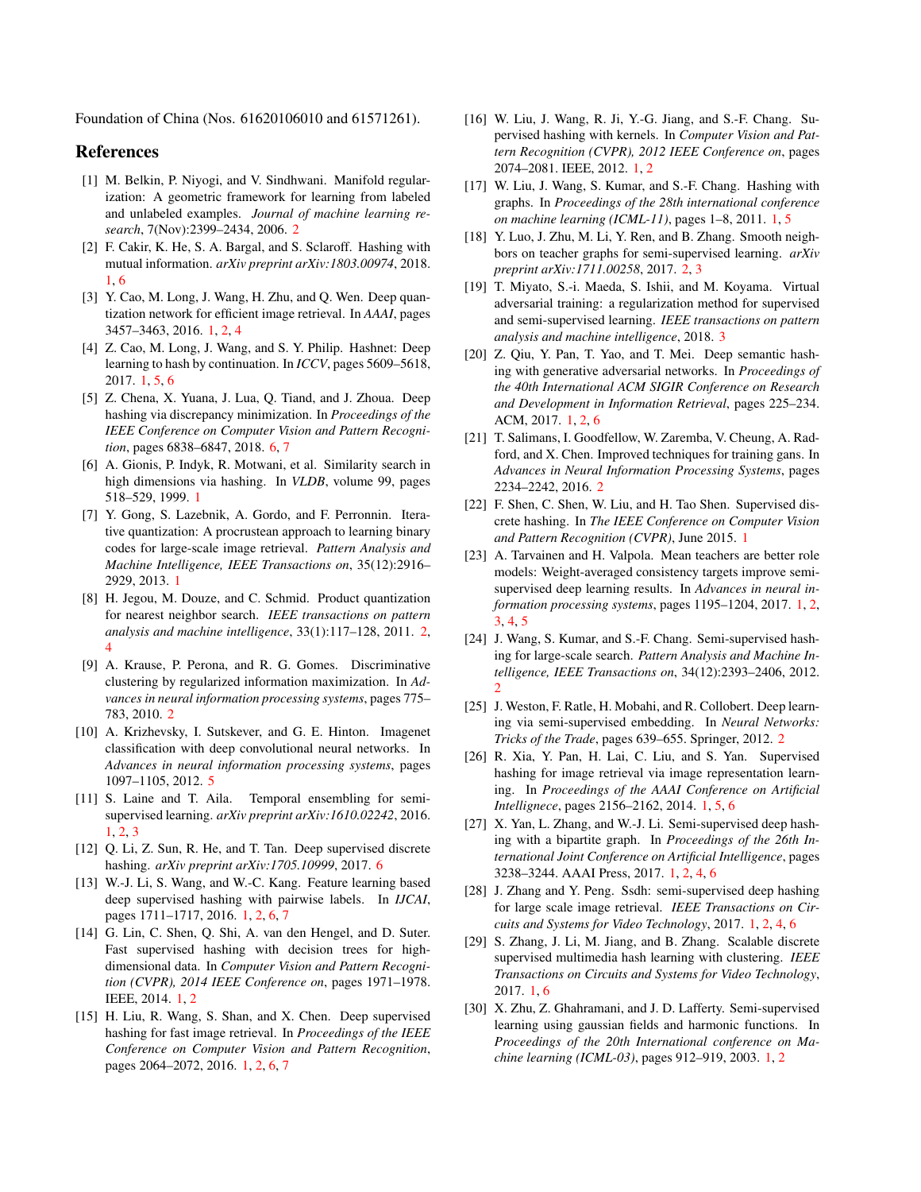Foundation of China (Nos. 61620106010 and 61571261).

## References

[1] M. Belkin, P. Niyogi, and V. Sindhwani. Manifold regularization: A geometric framework for learning from labeled and unlabeled examples. *Journal of machine learning research*, 7(Nov):2399–2434, 2006. 2

[2] F. Cakir, K. He, S. A. Bargal, and S. Sclaroff. Hashing with mutual information. *arXiv preprint arXiv:1803.00974*, 2018. 1, 6

[3] Y. Cao, M. Long, J. Wang, H. Zhu, and Q. Wen. Deep quantization network for efficient image retrieval. In *AAAI*, pages 3457–3463, 2016. 1, 2, 4

[4] Z. Cao, M. Long, J. Wang, and S. Y. Philip. Hashnet: Deep learning to hash by continuation. In *ICCV*, pages 5609–5618, 2017. 1, 5, 6

[5] Z. Chena, X. Yuana, J. Lua, Q. Tiand, and J. Zhoua. Deep hashing via discrepancy minimization. In *Proceedings of the IEEE Conference on Computer Vision and Pattern Recognition*, pages 6838–6847, 2018. 6, 7

[6] A. Gionis, P. Indyk, R. Motwani, et al. Similarity search in high dimensions via hashing. In *VLDB*, volume 99, pages 518–529, 1999. 1

[7] Y. Gong, S. Lazebnik, A. Gordo, and F. Perronnin. Iterative quantization: A procrustean approach to learning binary codes for large-scale image retrieval. *Pattern Analysis and Machine Intelligence, IEEE Transactions on*, 35(12):2916–2929, 2013. 1

[8] H. Jegou, M. Douze, and C. Schmid. Product quantization for nearest neighbor search. *IEEE transactions on pattern analysis and machine intelligence*, 33(1):117–128, 2011. 2, 4

[9] A. Krause, P. Perona, and R. G. Gomes. Discriminative clustering by regularized information maximization. In *Advances in neural information processing systems*, pages 775–783, 2010. 2

[10] A. Krizhevsky, I. Sutskever, and G. E. Hinton. Imagenet classification with deep convolutional neural networks. In *Advances in neural information processing systems*, pages 1097–1105, 2012. 5

[11] S. Laine and T. Aila. Temporal ensembling for semi-supervised learning. *arXiv preprint arXiv:1610.02242*, 2016. 1, 2, 3

[12] Q. Li, Z. Sun, R. He, and T. Tan. Deep supervised discrete hashing. *arXiv preprint arXiv:1705.10999*, 2017. 6

[13] W.-J. Li, S. Wang, and W.-C. Kang. Feature learning based deep supervised hashing with pairwise labels. In *IJCAI*, pages 1711–1717, 2016. 1, 2, 6, 7

[14] G. Lin, C. Shen, Q. Shi, A. van den Hengel, and D. Suter. Fast supervised hashing with decision trees for high-dimensional data. In *Computer Vision and Pattern Recognition (CVPR), 2014 IEEE Conference on*, pages 1971–1978. IEEE, 2014. 1, 2

[15] H. Liu, R. Wang, S. Shan, and X. Chen. Deep supervised hashing for fast image retrieval. In *Proceedings of the IEEE Conference on Computer Vision and Pattern Recognition*, pages 2064–2072, 2016. 1, 2, 6, 7

[16] W. Liu, J. Wang, R. Ji, Y.-G. Jiang, and S.-F. Chang. Supervised hashing with kernels. In *Computer Vision and Pattern Recognition (CVPR), 2012 IEEE Conference on*, pages 2074–2081. IEEE, 2012. 1, 2

[17] W. Liu, J. Wang, S. Kumar, and S.-F. Chang. Hashing with graphs. In *Proceedings of the 28th international conference on machine learning (ICML-11)*, pages 1–8, 2011. 1, 5

[18] Y. Luo, J. Zhu, M. Li, Y. Ren, and B. Zhang. Smooth neighbors on teacher graphs for semi-supervised learning. *arXiv preprint arXiv:1711.00258*, 2017. 2, 3

[19] T. Miyato, S.-i. Maeda, S. Ishii, and M. Koyama. Virtual adversarial training: a regularization method for supervised and semi-supervised learning. *IEEE transactions on pattern analysis and machine intelligence*, 2018. 3

[20] Z. Qiu, Y. Pan, T. Yao, and T. Mei. Deep semantic hashing with generative adversarial networks. In *Proceedings of the 40th International ACM SIGIR Conference on Research and Development in Information Retrieval*, pages 225–234. ACM, 2017. 1, 2, 6

[21] T. Salimans, I. Goodfellow, W. Zaremba, V. Cheung, A. Radford, and X. Chen. Improved techniques for training gans. In *Advances in Neural Information Processing Systems*, pages 2234–2242, 2016. 2

[22] F. Shen, C. Shen, W. Liu, and H. Tao Shen. Supervised discrete hashing. In *The IEEE Conference on Computer Vision and Pattern Recognition (CVPR)*, June 2015. 1

[23] A. Tarvainen and H. Valpola. Mean teachers are better role models: Weight-averaged consistency targets improve semi-supervised deep learning results. In *Advances in neural information processing systems*, pages 1195–1204, 2017. 1, 2, 3, 4, 5

[24] J. Wang, S. Kumar, and S.-F. Chang. Semi-supervised hashing for large-scale search. *Pattern Analysis and Machine Intelligence, IEEE Transactions on*, 34(12):2393–2406, 2012. 2

[25] J. Weston, F. Ratle, H. Mobahi, and R. Collobert. Deep learning via semi-supervised embedding. In *Neural Networks: Tricks of the Trade*, pages 639–655. Springer, 2012. 2

[26] R. Xia, Y. Pan, H. Lai, C. Liu, and S. Yan. Supervised hashing for image retrieval via image representation learning. In *Proceedings of the AAAI Conference on Artificial Intelligence*, pages 2156–2162, 2014. 1, 5, 6

[27] X. Yan, L. Zhang, and W.-J. Li. Semi-supervised deep hashing with a bipartite graph. In *Proceedings of the 26th International Joint Conference on Artificial Intelligence*, pages 3238–3244. AAAI Press, 2017. 1, 2, 4, 6

[28] J. Zhang and Y. Peng. Ssdh: semi-supervised deep hashing for large scale image retrieval. *IEEE Transactions on Circuits and Systems for Video Technology*, 2017. 1, 2, 4, 6

[29] S. Zhang, J. Li, M. Jiang, and B. Zhang. Scalable discrete supervised multimedia hash learning with clustering. *IEEE Transactions on Circuits and Systems for Video Technology*, 2017. 1, 6

[30] X. Zhu, Z. Ghahramani, and J. D. Lafferty. Semi-supervised learning using gaussian fields and harmonic functions. In *Proceedings of the 20th International conference on Machine learning (ICML-03)*, pages 912–919, 2003. 1, 2